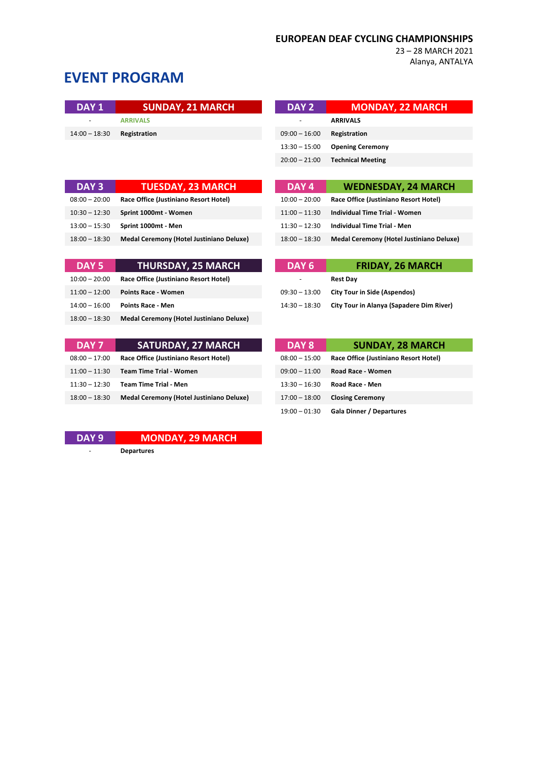**EUROPEAN DEAF CYCLING CHAMPIONSHIPS**
23 – 28 MARCH 2021
Alanya, ANTALYA

# EVENT PROGRAM

| DAY 1 | SUNDAY, 21 MARCH |
|---|---|
| - | ARRIVALS |
| 14:00 – 18:30 | Registration |

| DAY 2 | MONDAY, 22 MARCH |
|---|---|
| - | ARRIVALS |
| 09:00 – 16:00 | Registration |
| 13:30 – 15:00 | Opening Ceremony |
| 20:00 – 21:00 | Technical Meeting |

| DAY 3 | TUESDAY, 23 MARCH |
|---|---|
| 08:00 – 20:00 | Race Office (Justiniano Resort Hotel) |
| 10:30 – 12:30 | Sprint 1000mt - Women |
| 13:00 – 15:30 | Sprint 1000mt - Men |
| 18:00 – 18:30 | Medal Ceremony (Hotel Justiniano Deluxe) |

| DAY 4 | WEDNESDAY, 24 MARCH |
|---|---|
| 10:00 – 20:00 | Race Office (Justiniano Resort Hotel) |
| 11:00 – 11:30 | Individual Time Trial - Women |
| 11:30 – 12:30 | Individual Time Trial - Men |
| 18:00 – 18:30 | Medal Ceremony (Hotel Justiniano Deluxe) |

| DAY 5 | THURSDAY, 25 MARCH |
|---|---|
| 10:00 – 20:00 | Race Office (Justiniano Resort Hotel) |
| 11:00 – 12:00 | Points Race - Women |
| 14:00 – 16:00 | Points Race - Men |
| 18:00 – 18:30 | Medal Ceremony (Hotel Justiniano Deluxe) |

| DAY 6 | FRIDAY, 26 MARCH |
|---|---|
| - | Rest Day |
| 09:30 – 13:00 | City Tour in Side (Aspendos) |
| 14:30 – 18:30 | City Tour in Alanya (Sapadere Dim River) |

| DAY 7 | SATURDAY, 27 MARCH |
|---|---|
| 08:00 – 17:00 | Race Office (Justiniano Resort Hotel) |
| 11:00 – 11:30 | Team Time Trial - Women |
| 11:30 – 12:30 | Team Time Trial - Men |
| 18:00 – 18:30 | Medal Ceremony (Hotel Justiniano Deluxe) |

| DAY 8 | SUNDAY, 28 MARCH |
|---|---|
| 08:00 – 15:00 | Race Office (Justiniano Resort Hotel) |
| 09:00 – 11:00 | Road Race - Women |
| 13:30 – 16:30 | Road Race - Men |
| 17:00 – 18:00 | Closing Ceremony |
| 19:00 – 01:30 | Gala Dinner / Departures |

| DAY 9 | MONDAY, 29 MARCH |
|---|---|
| - | Departures |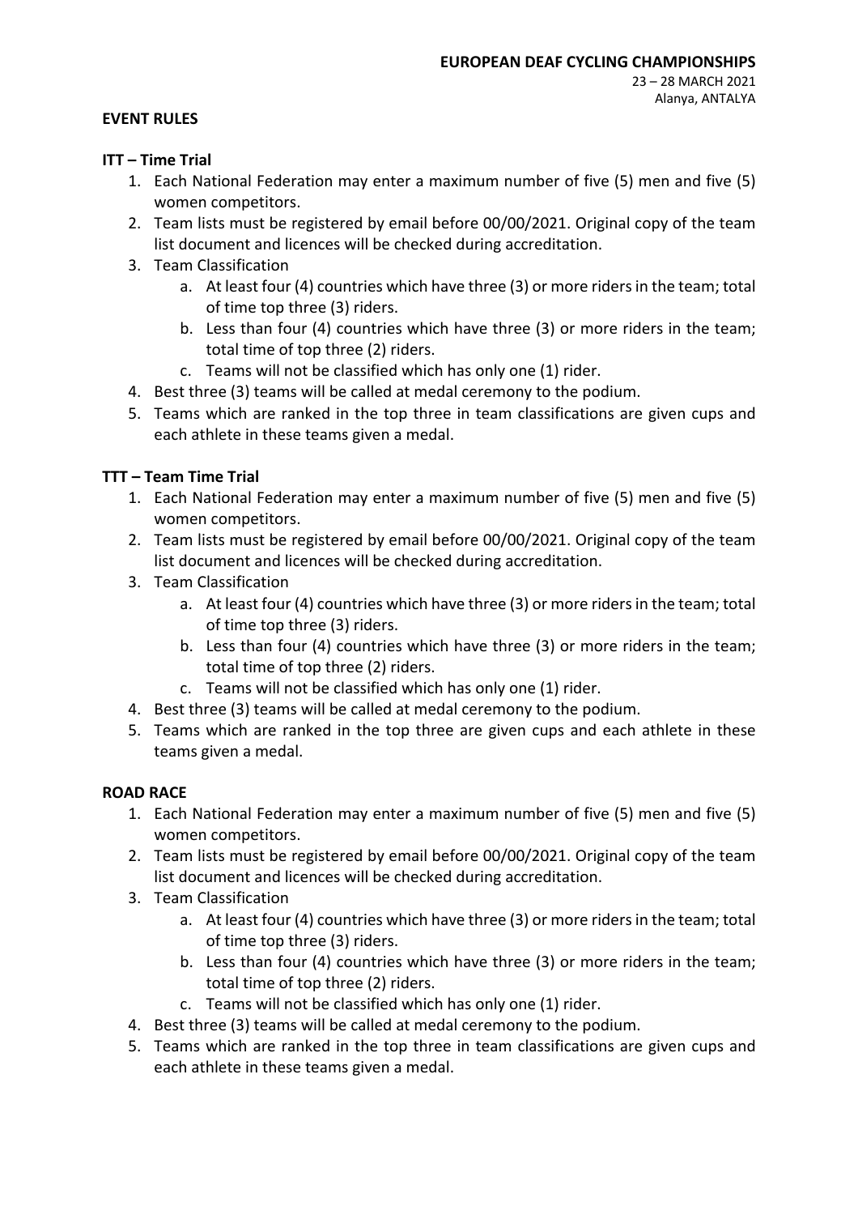**EUROPEAN DEAF CYCLING CHAMPIONSHIPS**

23 – 28 MARCH 2021
Alanya, ANTALYA

**EVENT RULES**

**ITT – Time Trial**

1. Each National Federation may enter a maximum number of five (5) men and five (5) women competitors.
2. Team lists must be registered by email before 00/00/2021. Original copy of the team list document and licences will be checked during accreditation.
3. Team Classification
    a. At least four (4) countries which have three (3) or more riders in the team; total of time top three (3) riders.
    b. Less than four (4) countries which have three (3) or more riders in the team; total time of top three (2) riders.
    c. Teams will not be classified which has only one (1) rider.
4. Best three (3) teams will be called at medal ceremony to the podium.
5. Teams which are ranked in the top three in team classifications are given cups and each athlete in these teams given a medal.

**TTT – Team Time Trial**

1. Each National Federation may enter a maximum number of five (5) men and five (5) women competitors.
2. Team lists must be registered by email before 00/00/2021. Original copy of the team list document and licences will be checked during accreditation.
3. Team Classification
    a. At least four (4) countries which have three (3) or more riders in the team; total of time top three (3) riders.
    b. Less than four (4) countries which have three (3) or more riders in the team; total time of top three (2) riders.
    c. Teams will not be classified which has only one (1) rider.
4. Best three (3) teams will be called at medal ceremony to the podium.
5. Teams which are ranked in the top three are given cups and each athlete in these teams given a medal.

**ROAD RACE**

1. Each National Federation may enter a maximum number of five (5) men and five (5) women competitors.
2. Team lists must be registered by email before 00/00/2021. Original copy of the team list document and licences will be checked during accreditation.
3. Team Classification
    a. At least four (4) countries which have three (3) or more riders in the team; total of time top three (3) riders.
    b. Less than four (4) countries which have three (3) or more riders in the team; total time of top three (2) riders.
    c. Teams will not be classified which has only one (1) rider.
4. Best three (3) teams will be called at medal ceremony to the podium.
5. Teams which are ranked in the top three in team classifications are given cups and each athlete in these teams given a medal.